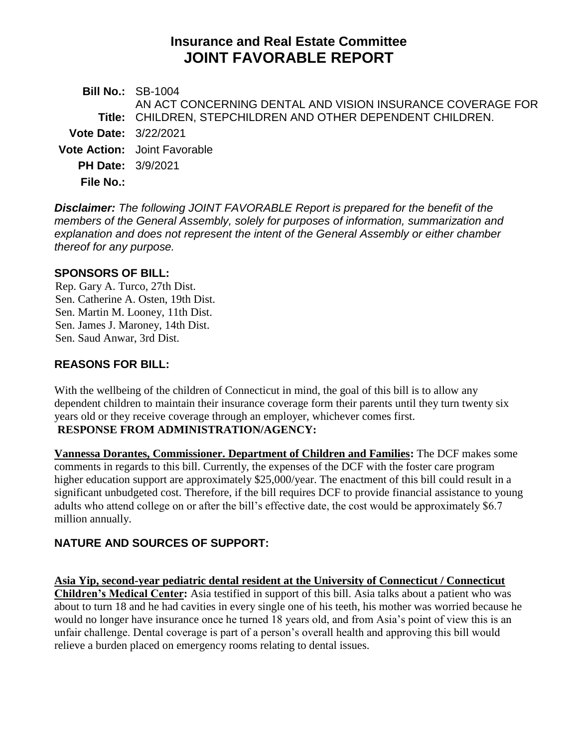# Insurance and Real Estate Committee
# JOINT FAVORABLE REPORT

**Bill No.:** SB-1004

**Title:** AN ACT CONCERNING DENTAL AND VISION INSURANCE COVERAGE FOR CHILDREN, STEPCHILDREN AND OTHER DEPENDENT CHILDREN.

**Vote Date:** 3/22/2021

**Vote Action:** Joint Favorable

**PH Date:** 3/9/2021

**File No.:**

***Disclaimer:*** *The following JOINT FAVORABLE Report is prepared for the benefit of the members of the General Assembly, solely for purposes of information, summarization and explanation and does not represent the intent of the General Assembly or either chamber thereof for any purpose.*

## SPONSORS OF BILL:

Rep. Gary A. Turco, 27th Dist.
Sen. Catherine A. Osten, 19th Dist.
Sen. Martin M. Looney, 11th Dist.
Sen. James J. Maroney, 14th Dist.
Sen. Saud Anwar, 3rd Dist.

## REASONS FOR BILL:

With the wellbeing of the children of Connecticut in mind, the goal of this bill is to allow any dependent children to maintain their insurance coverage form their parents until they turn twenty six years old or they receive coverage through an employer, whichever comes first.

## RESPONSE FROM ADMINISTRATION/AGENCY:

**Vannessa Dorantes, Commissioner. Department of Children and Families:** The DCF makes some comments in regards to this bill. Currently, the expenses of the DCF with the foster care program higher education support are approximately $25,000/year. The enactment of this bill could result in a significant unbudgeted cost. Therefore, if the bill requires DCF to provide financial assistance to young adults who attend college on or after the bill's effective date, the cost would be approximately $6.7 million annually.

## NATURE AND SOURCES OF SUPPORT:

**Asia Yip, second-year pediatric dental resident at the University of Connecticut / Connecticut Children's Medical Center:** Asia testified in support of this bill. Asia talks about a patient who was about to turn 18 and he had cavities in every single one of his teeth, his mother was worried because he would no longer have insurance once he turned 18 years old, and from Asia's point of view this is an unfair challenge. Dental coverage is part of a person's overall health and approving this bill would relieve a burden placed on emergency rooms relating to dental issues.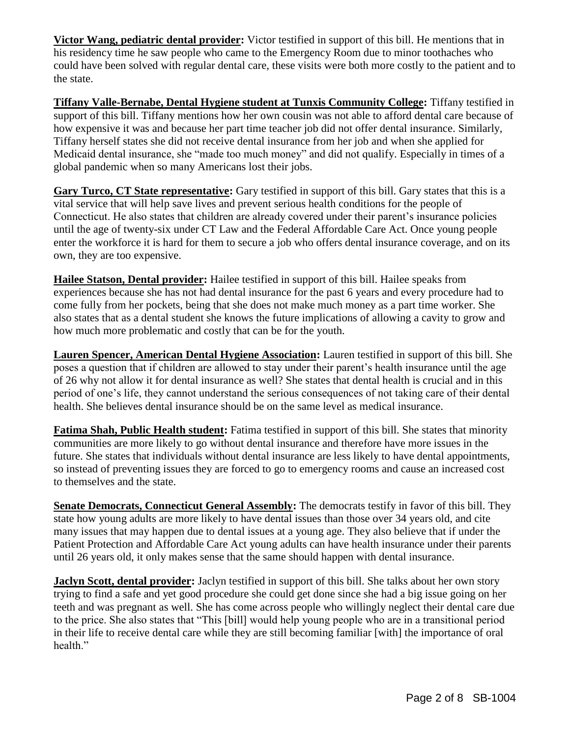**Victor Wang, pediatric dental provider:** Victor testified in support of this bill. He mentions that in his residency time he saw people who came to the Emergency Room due to minor toothaches who could have been solved with regular dental care, these visits were both more costly to the patient and to the state.

**Tiffany Valle-Bernabe, Dental Hygiene student at Tunxis Community College:** Tiffany testified in support of this bill. Tiffany mentions how her own cousin was not able to afford dental care because of how expensive it was and because her part time teacher job did not offer dental insurance. Similarly, Tiffany herself states she did not receive dental insurance from her job and when she applied for Medicaid dental insurance, she "made too much money" and did not qualify. Especially in times of a global pandemic when so many Americans lost their jobs.

**Gary Turco, CT State representative:** Gary testified in support of this bill. Gary states that this is a vital service that will help save lives and prevent serious health conditions for the people of Connecticut. He also states that children are already covered under their parent's insurance policies until the age of twenty-six under CT Law and the Federal Affordable Care Act. Once young people enter the workforce it is hard for them to secure a job who offers dental insurance coverage, and on its own, they are too expensive.

**Hailee Statson, Dental provider:** Hailee testified in support of this bill. Hailee speaks from experiences because she has not had dental insurance for the past 6 years and every procedure had to come fully from her pockets, being that she does not make much money as a part time worker. She also states that as a dental student she knows the future implications of allowing a cavity to grow and how much more problematic and costly that can be for the youth.

**Lauren Spencer, American Dental Hygiene Association:** Lauren testified in support of this bill. She poses a question that if children are allowed to stay under their parent's health insurance until the age of 26 why not allow it for dental insurance as well? She states that dental health is crucial and in this period of one's life, they cannot understand the serious consequences of not taking care of their dental health. She believes dental insurance should be on the same level as medical insurance.

**Fatima Shah, Public Health student:** Fatima testified in support of this bill. She states that minority communities are more likely to go without dental insurance and therefore have more issues in the future. She states that individuals without dental insurance are less likely to have dental appointments, so instead of preventing issues they are forced to go to emergency rooms and cause an increased cost to themselves and the state.

**Senate Democrats, Connecticut General Assembly:** The democrats testify in favor of this bill. They state how young adults are more likely to have dental issues than those over 34 years old, and cite many issues that may happen due to dental issues at a young age. They also believe that if under the Patient Protection and Affordable Care Act young adults can have health insurance under their parents until 26 years old, it only makes sense that the same should happen with dental insurance.

**Jaclyn Scott, dental provider:** Jaclyn testified in support of this bill. She talks about her own story trying to find a safe and yet good procedure she could get done since she had a big issue going on her teeth and was pregnant as well. She has come across people who willingly neglect their dental care due to the price. She also states that "This [bill] would help young people who are in a transitional period in their life to receive dental care while they are still becoming familiar [with] the importance of oral health."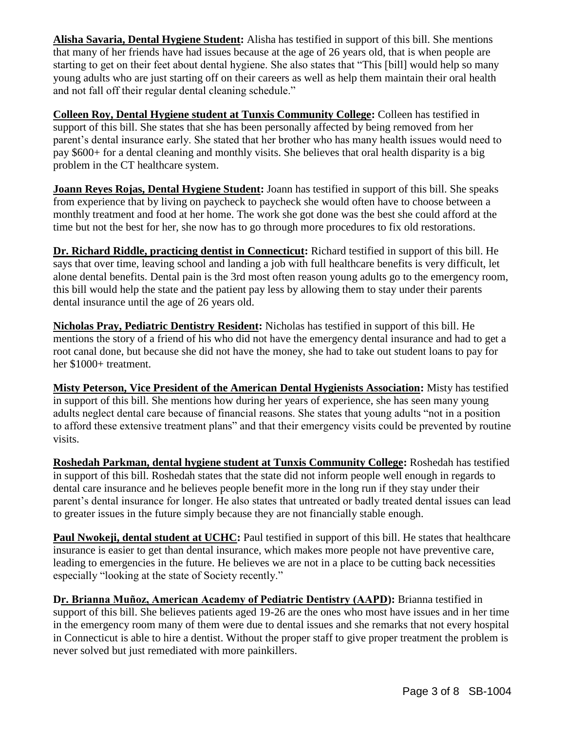**Alisha Savaria, Dental Hygiene Student:** Alisha has testified in support of this bill. She mentions that many of her friends have had issues because at the age of 26 years old, that is when people are starting to get on their feet about dental hygiene. She also states that "This [bill] would help so many young adults who are just starting off on their careers as well as help them maintain their oral health and not fall off their regular dental cleaning schedule."

**Colleen Roy, Dental Hygiene student at Tunxis Community College:** Colleen has testified in support of this bill. She states that she has been personally affected by being removed from her parent's dental insurance early. She stated that her brother who has many health issues would need to pay $600+ for a dental cleaning and monthly visits. She believes that oral health disparity is a big problem in the CT healthcare system.

**Joann Reyes Rojas, Dental Hygiene Student:** Joann has testified in support of this bill. She speaks from experience that by living on paycheck to paycheck she would often have to choose between a monthly treatment and food at her home. The work she got done was the best she could afford at the time but not the best for her, she now has to go through more procedures to fix old restorations.

**Dr. Richard Riddle, practicing dentist in Connecticut:** Richard testified in support of this bill. He says that over time, leaving school and landing a job with full healthcare benefits is very difficult, let alone dental benefits. Dental pain is the 3rd most often reason young adults go to the emergency room, this bill would help the state and the patient pay less by allowing them to stay under their parents dental insurance until the age of 26 years old.

**Nicholas Pray, Pediatric Dentistry Resident:** Nicholas has testified in support of this bill. He mentions the story of a friend of his who did not have the emergency dental insurance and had to get a root canal done, but because she did not have the money, she had to take out student loans to pay for her $1000+ treatment.

**Misty Peterson, Vice President of the American Dental Hygienists Association:** Misty has testified in support of this bill. She mentions how during her years of experience, she has seen many young adults neglect dental care because of financial reasons. She states that young adults "not in a position to afford these extensive treatment plans" and that their emergency visits could be prevented by routine visits.

**Roshedah Parkman, dental hygiene student at Tunxis Community College:** Roshedah has testified in support of this bill. Roshedah states that the state did not inform people well enough in regards to dental care insurance and he believes people benefit more in the long run if they stay under their parent's dental insurance for longer. He also states that untreated or badly treated dental issues can lead to greater issues in the future simply because they are not financially stable enough.

**Paul Nwokeji, dental student at UCHC:** Paul testified in support of this bill. He states that healthcare insurance is easier to get than dental insurance, which makes more people not have preventive care, leading to emergencies in the future. He believes we are not in a place to be cutting back necessities especially "looking at the state of Society recently."

**Dr. Brianna Muñoz, American Academy of Pediatric Dentistry (AAPD):** Brianna testified in support of this bill. She believes patients aged 19-26 are the ones who most have issues and in her time in the emergency room many of them were due to dental issues and she remarks that not every hospital in Connecticut is able to hire a dentist. Without the proper staff to give proper treatment the problem is never solved but just remediated with more painkillers.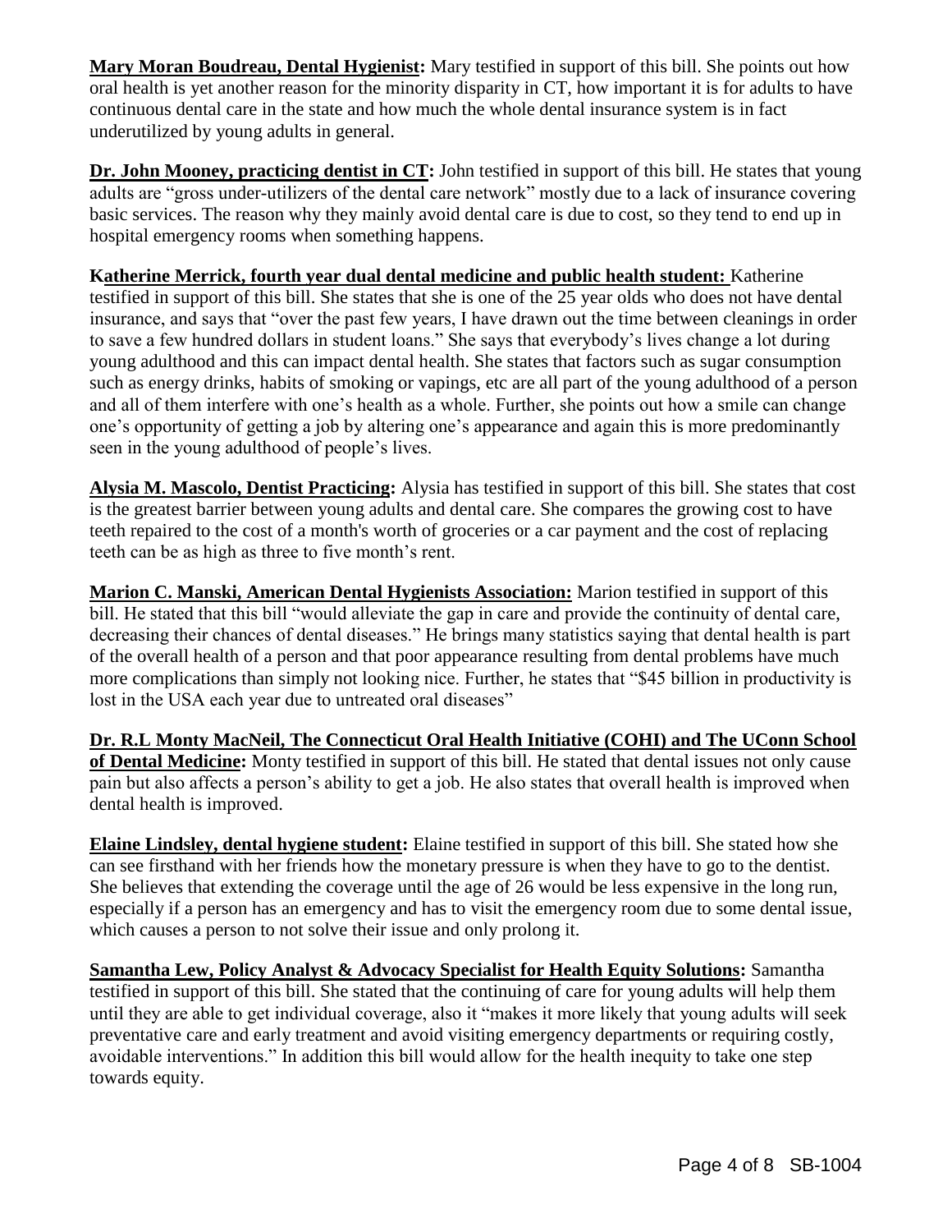**Mary Moran Boudreau, Dental Hygienist:** Mary testified in support of this bill. She points out how oral health is yet another reason for the minority disparity in CT, how important it is for adults to have continuous dental care in the state and how much the whole dental insurance system is in fact underutilized by young adults in general.

**Dr. John Mooney, practicing dentist in CT:** John testified in support of this bill. He states that young adults are "gross under-utilizers of the dental care network" mostly due to a lack of insurance covering basic services. The reason why they mainly avoid dental care is due to cost, so they tend to end up in hospital emergency rooms when something happens.

**Katherine Merrick, fourth year dual dental medicine and public health student:** Katherine testified in support of this bill. She states that she is one of the 25 year olds who does not have dental insurance, and says that "over the past few years, I have drawn out the time between cleanings in order to save a few hundred dollars in student loans." She says that everybody's lives change a lot during young adulthood and this can impact dental health. She states that factors such as sugar consumption such as energy drinks, habits of smoking or vapings, etc are all part of the young adulthood of a person and all of them interfere with one's health as a whole. Further, she points out how a smile can change one's opportunity of getting a job by altering one's appearance and again this is more predominantly seen in the young adulthood of people's lives.

**Alysia M. Mascolo, Dentist Practicing:** Alysia has testified in support of this bill. She states that cost is the greatest barrier between young adults and dental care. She compares the growing cost to have teeth repaired to the cost of a month's worth of groceries or a car payment and the cost of replacing teeth can be as high as three to five month's rent.

**Marion C. Manski, American Dental Hygienists Association:** Marion testified in support of this bill. He stated that this bill "would alleviate the gap in care and provide the continuity of dental care, decreasing their chances of dental diseases." He brings many statistics saying that dental health is part of the overall health of a person and that poor appearance resulting from dental problems have much more complications than simply not looking nice. Further, he states that "$45 billion in productivity is lost in the USA each year due to untreated oral diseases"

**Dr. R.L Monty MacNeil, The Connecticut Oral Health Initiative (COHI) and The UConn School of Dental Medicine:** Monty testified in support of this bill. He stated that dental issues not only cause pain but also affects a person's ability to get a job. He also states that overall health is improved when dental health is improved.

**Elaine Lindsley, dental hygiene student:** Elaine testified in support of this bill. She stated how she can see firsthand with her friends how the monetary pressure is when they have to go to the dentist. She believes that extending the coverage until the age of 26 would be less expensive in the long run, especially if a person has an emergency and has to visit the emergency room due to some dental issue, which causes a person to not solve their issue and only prolong it.

**Samantha Lew, Policy Analyst & Advocacy Specialist for Health Equity Solutions:** Samantha testified in support of this bill. She stated that the continuing of care for young adults will help them until they are able to get individual coverage, also it "makes it more likely that young adults will seek preventative care and early treatment and avoid visiting emergency departments or requiring costly, avoidable interventions." In addition this bill would allow for the health inequity to take one step towards equity.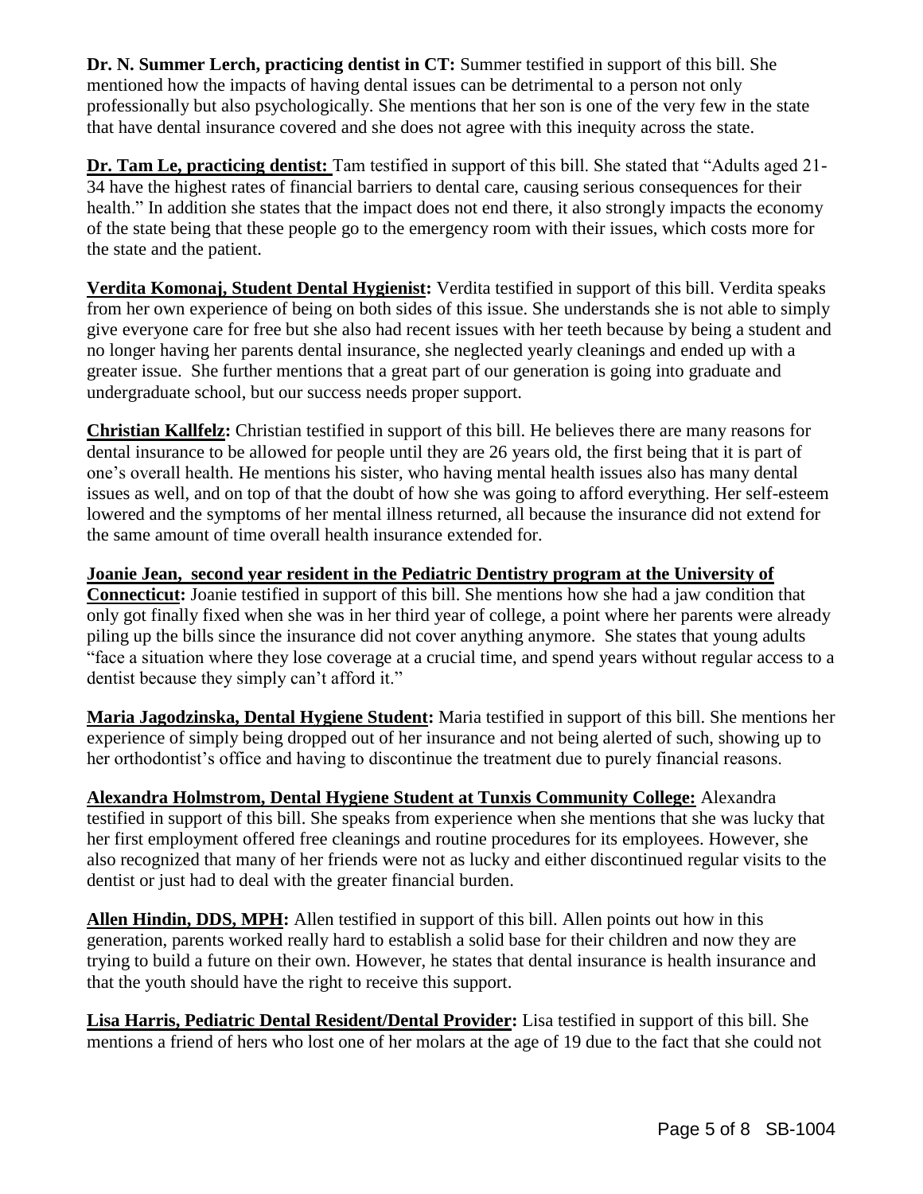**Dr. N. Summer Lerch, practicing dentist in CT:** Summer testified in support of this bill. She mentioned how the impacts of having dental issues can be detrimental to a person not only professionally but also psychologically. She mentions that her son is one of the very few in the state that have dental insurance covered and she does not agree with this inequity across the state.

**Dr. Tam Le, practicing dentist:** Tam testified in support of this bill. She stated that "Adults aged 21-34 have the highest rates of financial barriers to dental care, causing serious consequences for their health." In addition she states that the impact does not end there, it also strongly impacts the economy of the state being that these people go to the emergency room with their issues, which costs more for the state and the patient.

**Verdita Komonaj, Student Dental Hygienist:** Verdita testified in support of this bill. Verdita speaks from her own experience of being on both sides of this issue. She understands she is not able to simply give everyone care for free but she also had recent issues with her teeth because by being a student and no longer having her parents dental insurance, she neglected yearly cleanings and ended up with a greater issue. She further mentions that a great part of our generation is going into graduate and undergraduate school, but our success needs proper support.

**Christian Kallfelz:** Christian testified in support of this bill. He believes there are many reasons for dental insurance to be allowed for people until they are 26 years old, the first being that it is part of one's overall health. He mentions his sister, who having mental health issues also has many dental issues as well, and on top of that the doubt of how she was going to afford everything. Her self-esteem lowered and the symptoms of her mental illness returned, all because the insurance did not extend for the same amount of time overall health insurance extended for.

**Joanie Jean, second year resident in the Pediatric Dentistry program at the University of Connecticut:** Joanie testified in support of this bill. She mentions how she had a jaw condition that only got finally fixed when she was in her third year of college, a point where her parents were already piling up the bills since the insurance did not cover anything anymore. She states that young adults "face a situation where they lose coverage at a crucial time, and spend years without regular access to a dentist because they simply can't afford it."

**Maria Jagodzinska, Dental Hygiene Student:** Maria testified in support of this bill. She mentions her experience of simply being dropped out of her insurance and not being alerted of such, showing up to her orthodontist's office and having to discontinue the treatment due to purely financial reasons.

**Alexandra Holmstrom, Dental Hygiene Student at Tunxis Community College:** Alexandra testified in support of this bill. She speaks from experience when she mentions that she was lucky that her first employment offered free cleanings and routine procedures for its employees. However, she also recognized that many of her friends were not as lucky and either discontinued regular visits to the dentist or just had to deal with the greater financial burden.

**Allen Hindin, DDS, MPH:** Allen testified in support of this bill. Allen points out how in this generation, parents worked really hard to establish a solid base for their children and now they are trying to build a future on their own. However, he states that dental insurance is health insurance and that the youth should have the right to receive this support.

**Lisa Harris, Pediatric Dental Resident/Dental Provider:** Lisa testified in support of this bill. She mentions a friend of hers who lost one of her molars at the age of 19 due to the fact that she could not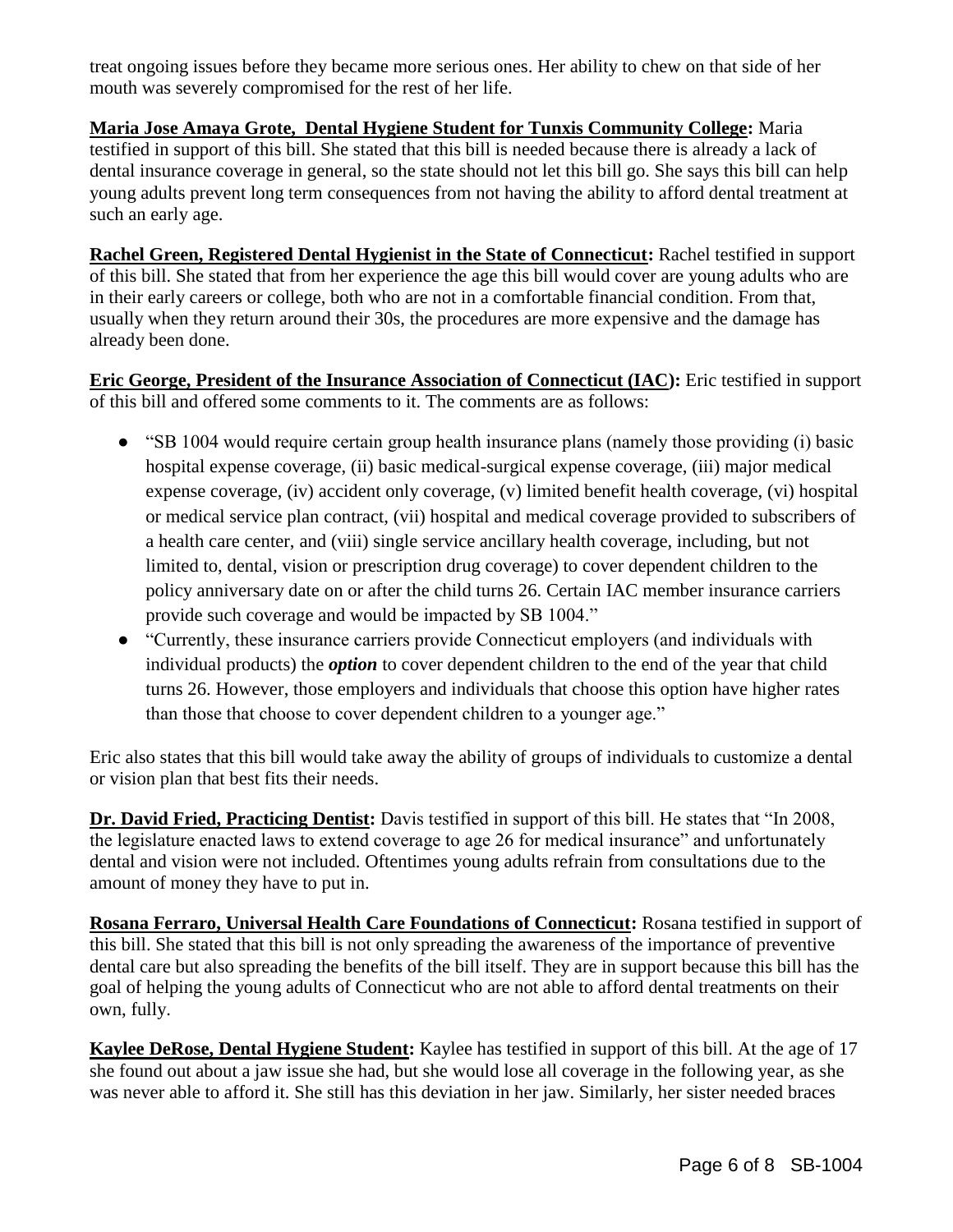treat ongoing issues before they became more serious ones. Her ability to chew on that side of her mouth was severely compromised for the rest of her life.

**Maria Jose Amaya Grote, Dental Hygiene Student for Tunxis Community College:** Maria testified in support of this bill. She stated that this bill is needed because there is already a lack of dental insurance coverage in general, so the state should not let this bill go. She says this bill can help young adults prevent long term consequences from not having the ability to afford dental treatment at such an early age.

**Rachel Green, Registered Dental Hygienist in the State of Connecticut:** Rachel testified in support of this bill. She stated that from her experience the age this bill would cover are young adults who are in their early careers or college, both who are not in a comfortable financial condition. From that, usually when they return around their 30s, the procedures are more expensive and the damage has already been done.

**Eric George, President of the Insurance Association of Connecticut (IAC):** Eric testified in support of this bill and offered some comments to it. The comments are as follows:

- "SB 1004 would require certain group health insurance plans (namely those providing (i) basic hospital expense coverage, (ii) basic medical-surgical expense coverage, (iii) major medical expense coverage, (iv) accident only coverage, (v) limited benefit health coverage, (vi) hospital or medical service plan contract, (vii) hospital and medical coverage provided to subscribers of a health care center, and (viii) single service ancillary health coverage, including, but not limited to, dental, vision or prescription drug coverage) to cover dependent children to the policy anniversary date on or after the child turns 26. Certain IAC member insurance carriers provide such coverage and would be impacted by SB 1004."
- "Currently, these insurance carriers provide Connecticut employers (and individuals with individual products) the ***option*** to cover dependent children to the end of the year that child turns 26. However, those employers and individuals that choose this option have higher rates than those that choose to cover dependent children to a younger age."

Eric also states that this bill would take away the ability of groups of individuals to customize a dental or vision plan that best fits their needs.

**Dr. David Fried, Practicing Dentist:** Davis testified in support of this bill. He states that "In 2008, the legislature enacted laws to extend coverage to age 26 for medical insurance" and unfortunately dental and vision were not included. Oftentimes young adults refrain from consultations due to the amount of money they have to put in.

**Rosana Ferraro, Universal Health Care Foundations of Connecticut:** Rosana testified in support of this bill. She stated that this bill is not only spreading the awareness of the importance of preventive dental care but also spreading the benefits of the bill itself. They are in support because this bill has the goal of helping the young adults of Connecticut who are not able to afford dental treatments on their own, fully.

**Kaylee DeRose, Dental Hygiene Student:** Kaylee has testified in support of this bill. At the age of 17 she found out about a jaw issue she had, but she would lose all coverage in the following year, as she was never able to afford it. She still has this deviation in her jaw. Similarly, her sister needed braces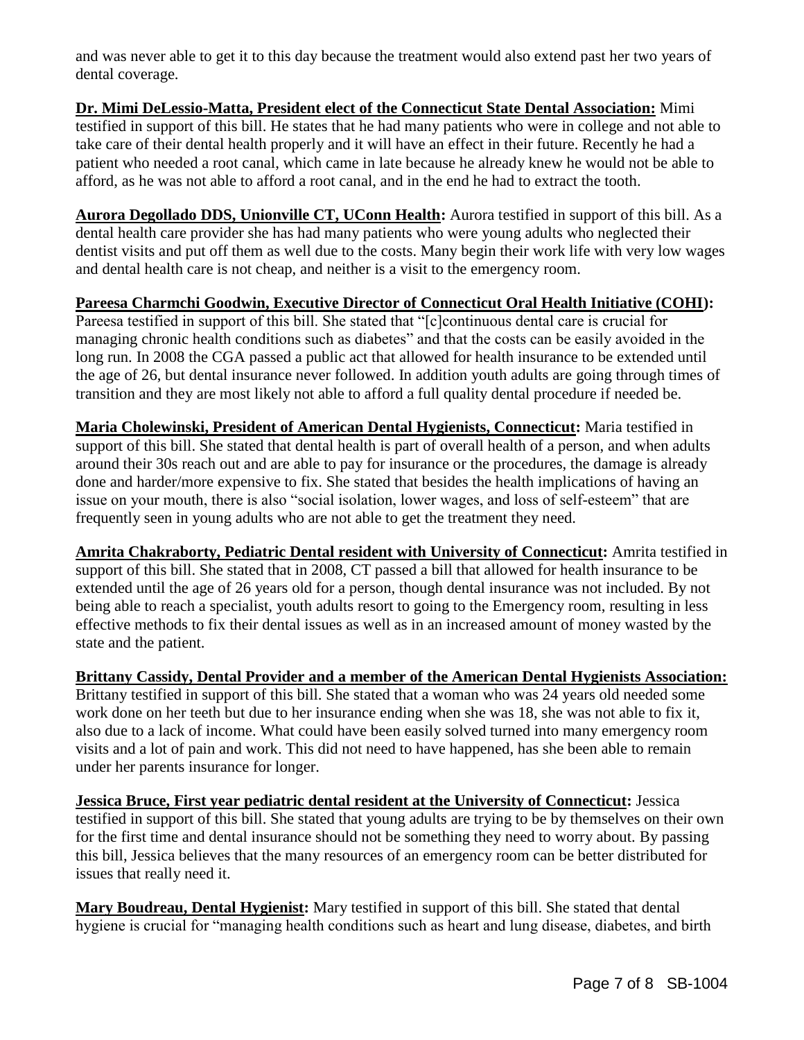and was never able to get it to this day because the treatment would also extend past her two years of dental coverage.

**Dr. Mimi DeLessio-Matta, President elect of the Connecticut State Dental Association:** Mimi testified in support of this bill. He states that he had many patients who were in college and not able to take care of their dental health properly and it will have an effect in their future. Recently he had a patient who needed a root canal, which came in late because he already knew he would not be able to afford, as he was not able to afford a root canal, and in the end he had to extract the tooth.

**Aurora Degollado DDS, Unionville CT, UConn Health:** Aurora testified in support of this bill. As a dental health care provider she has had many patients who were young adults who neglected their dentist visits and put off them as well due to the costs. Many begin their work life with very low wages and dental health care is not cheap, and neither is a visit to the emergency room.

**Pareesa Charmchi Goodwin, Executive Director of Connecticut Oral Health Initiative (COHI):** Pareesa testified in support of this bill. She stated that "[c]continuous dental care is crucial for managing chronic health conditions such as diabetes" and that the costs can be easily avoided in the long run. In 2008 the CGA passed a public act that allowed for health insurance to be extended until the age of 26, but dental insurance never followed. In addition youth adults are going through times of transition and they are most likely not able to afford a full quality dental procedure if needed be.

**Maria Cholewinski, President of American Dental Hygienists, Connecticut:** Maria testified in support of this bill. She stated that dental health is part of overall health of a person, and when adults around their 30s reach out and are able to pay for insurance or the procedures, the damage is already done and harder/more expensive to fix. She stated that besides the health implications of having an issue on your mouth, there is also "social isolation, lower wages, and loss of self-esteem" that are frequently seen in young adults who are not able to get the treatment they need.

**Amrita Chakraborty, Pediatric Dental resident with University of Connecticut:** Amrita testified in support of this bill. She stated that in 2008, CT passed a bill that allowed for health insurance to be extended until the age of 26 years old for a person, though dental insurance was not included. By not being able to reach a specialist, youth adults resort to going to the Emergency room, resulting in less effective methods to fix their dental issues as well as in an increased amount of money wasted by the state and the patient.

**Brittany Cassidy, Dental Provider and a member of the American Dental Hygienists Association:** Brittany testified in support of this bill. She stated that a woman who was 24 years old needed some work done on her teeth but due to her insurance ending when she was 18, she was not able to fix it, also due to a lack of income. What could have been easily solved turned into many emergency room visits and a lot of pain and work. This did not need to have happened, has she been able to remain under her parents insurance for longer.

**Jessica Bruce, First year pediatric dental resident at the University of Connecticut:** Jessica testified in support of this bill. She stated that young adults are trying to be by themselves on their own for the first time and dental insurance should not be something they need to worry about. By passing this bill, Jessica believes that the many resources of an emergency room can be better distributed for issues that really need it.

**Mary Boudreau, Dental Hygienist:** Mary testified in support of this bill. She stated that dental hygiene is crucial for "managing health conditions such as heart and lung disease, diabetes, and birth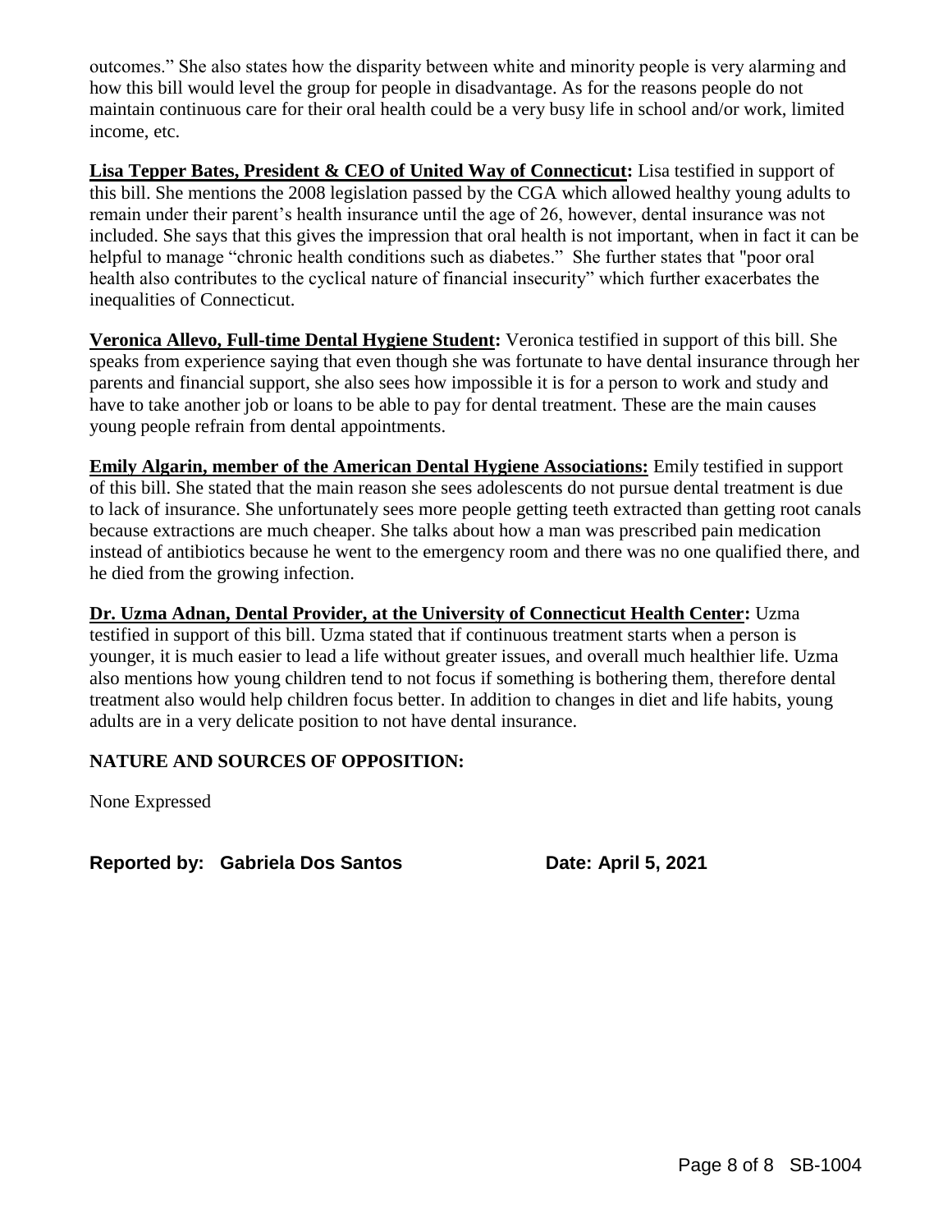outcomes." She also states how the disparity between white and minority people is very alarming and how this bill would level the group for people in disadvantage. As for the reasons people do not maintain continuous care for their oral health could be a very busy life in school and/or work, limited income, etc.

**Lisa Tepper Bates, President & CEO of United Way of Connecticut:** Lisa testified in support of this bill. She mentions the 2008 legislation passed by the CGA which allowed healthy young adults to remain under their parent's health insurance until the age of 26, however, dental insurance was not included. She says that this gives the impression that oral health is not important, when in fact it can be helpful to manage "chronic health conditions such as diabetes." She further states that "poor oral health also contributes to the cyclical nature of financial insecurity" which further exacerbates the inequalities of Connecticut.

**Veronica Allevo, Full-time Dental Hygiene Student:** Veronica testified in support of this bill. She speaks from experience saying that even though she was fortunate to have dental insurance through her parents and financial support, she also sees how impossible it is for a person to work and study and have to take another job or loans to be able to pay for dental treatment. These are the main causes young people refrain from dental appointments.

**Emily Algarin, member of the American Dental Hygiene Associations:** Emily testified in support of this bill. She stated that the main reason she sees adolescents do not pursue dental treatment is due to lack of insurance. She unfortunately sees more people getting teeth extracted than getting root canals because extractions are much cheaper. She talks about how a man was prescribed pain medication instead of antibiotics because he went to the emergency room and there was no one qualified there, and he died from the growing infection.

**Dr. Uzma Adnan, Dental Provider, at the University of Connecticut Health Center:** Uzma testified in support of this bill. Uzma stated that if continuous treatment starts when a person is younger, it is much easier to lead a life without greater issues, and overall much healthier life. Uzma also mentions how young children tend to not focus if something is bothering them, therefore dental treatment also would help children focus better. In addition to changes in diet and life habits, young adults are in a very delicate position to not have dental insurance.

**NATURE AND SOURCES OF OPPOSITION:**

None Expressed

**Reported by: Gabriela Dos Santos** **Date: April 5, 2021**